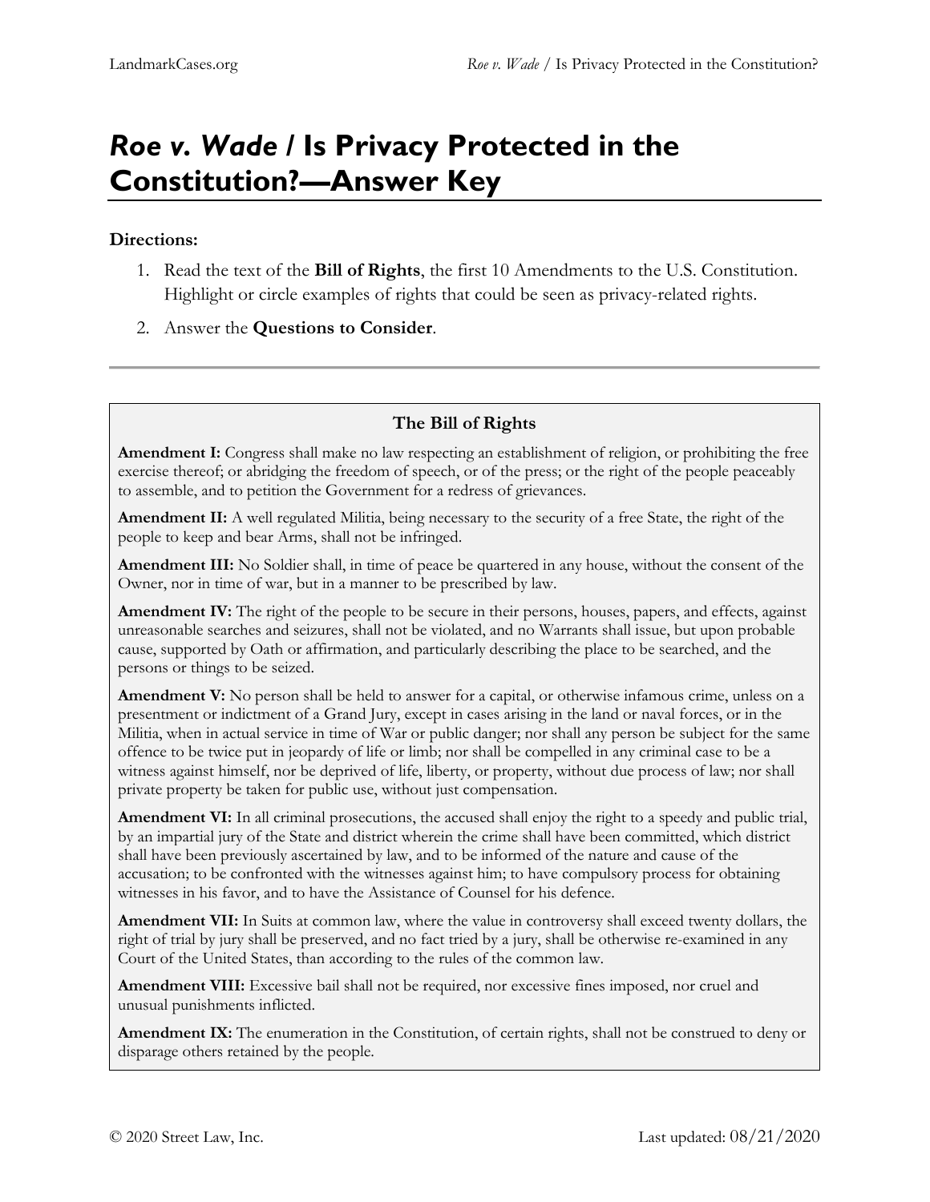# *Roe v. Wade* / Is Privacy Protected in the Constitution?—Answer Key

**Directions:**

1. Read the text of the **Bill of Rights**, the first 10 Amendments to the U.S. Constitution. Highlight or circle examples of rights that could be seen as privacy-related rights.
2. Answer the **Questions to Consider**.

---

### The Bill of Rights

**Amendment I:** Congress shall make no law respecting an establishment of religion, or prohibiting the free exercise thereof; or abridging the freedom of speech, or of the press; or the right of the people peaceably to assemble, and to petition the Government for a redress of grievances.

**Amendment II:** A well regulated Militia, being necessary to the security of a free State, the right of the people to keep and bear Arms, shall not be infringed.

**Amendment III:** No Soldier shall, in time of peace be quartered in any house, without the consent of the Owner, nor in time of war, but in a manner to be prescribed by law.

**Amendment IV:** The right of the people to be secure in their persons, houses, papers, and effects, against unreasonable searches and seizures, shall not be violated, and no Warrants shall issue, but upon probable cause, supported by Oath or affirmation, and particularly describing the place to be searched, and the persons or things to be seized.

**Amendment V:** No person shall be held to answer for a capital, or otherwise infamous crime, unless on a presentment or indictment of a Grand Jury, except in cases arising in the land or naval forces, or in the Militia, when in actual service in time of War or public danger; nor shall any person be subject for the same offence to be twice put in jeopardy of life or limb; nor shall be compelled in any criminal case to be a witness against himself, nor be deprived of life, liberty, or property, without due process of law; nor shall private property be taken for public use, without just compensation.

**Amendment VI:** In all criminal prosecutions, the accused shall enjoy the right to a speedy and public trial, by an impartial jury of the State and district wherein the crime shall have been committed, which district shall have been previously ascertained by law, and to be informed of the nature and cause of the accusation; to be confronted with the witnesses against him; to have compulsory process for obtaining witnesses in his favor, and to have the Assistance of Counsel for his defence.

**Amendment VII:** In Suits at common law, where the value in controversy shall exceed twenty dollars, the right of trial by jury shall be preserved, and no fact tried by a jury, shall be otherwise re-examined in any Court of the United States, than according to the rules of the common law.

**Amendment VIII:** Excessive bail shall not be required, nor excessive fines imposed, nor cruel and unusual punishments inflicted.

**Amendment IX:** The enumeration in the Constitution, of certain rights, shall not be construed to deny or disparage others retained by the people.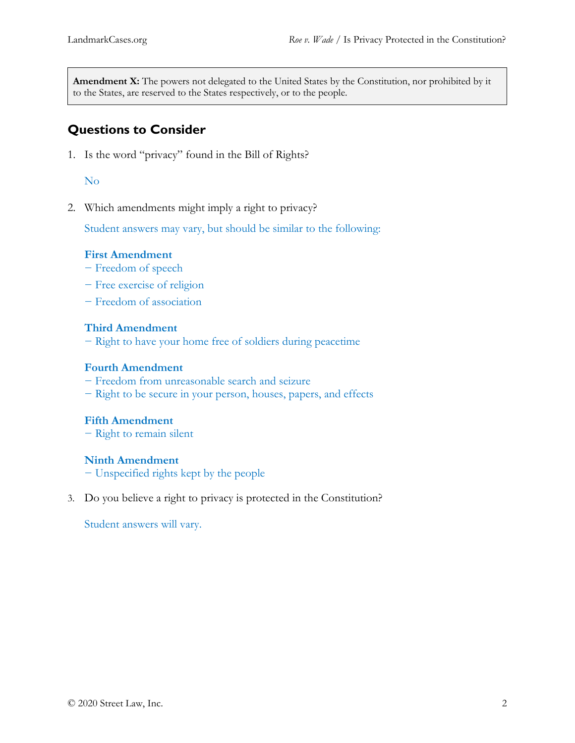**Amendment X:** The powers not delegated to the United States by the Constitution, nor prohibited by it to the States, are reserved to the States respectively, or to the people.

## Questions to Consider

1. Is the word "privacy" found in the Bill of Rights?

   No

2. Which amendments might imply a right to privacy?

   Student answers may vary, but should be similar to the following:

   **First Amendment**
   − Freedom of speech
   − Free exercise of religion
   − Freedom of association

   **Third Amendment**
   − Right to have your home free of soldiers during peacetime

   **Fourth Amendment**
   − Freedom from unreasonable search and seizure
   − Right to be secure in your person, houses, papers, and effects

   **Fifth Amendment**
   − Right to remain silent

   **Ninth Amendment**
   − Unspecified rights kept by the people

3. Do you believe a right to privacy is protected in the Constitution?

   Student answers will vary.

© 2020 Street Law, Inc.